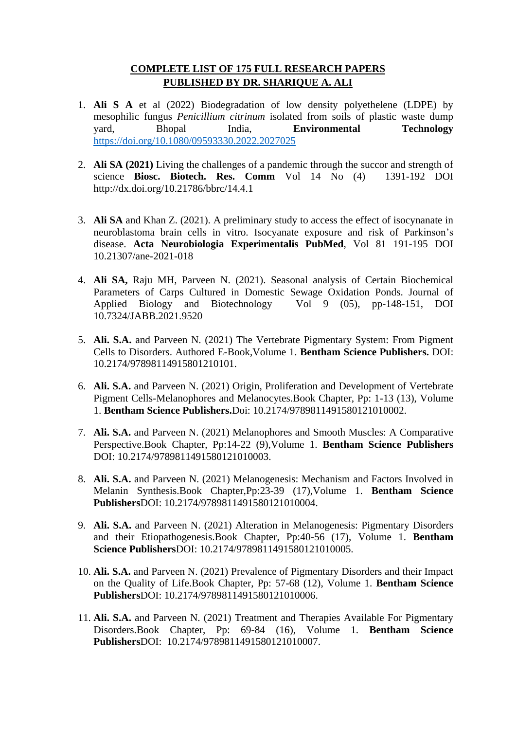## COMPLETE LIST OF 175 FULL RESEARCH PAPERS PUBLISHED BY DR. SHARIQUE A. ALI

1. **Ali S A** et al (2022) Biodegradation of low density polyethelene (LDPE) by mesophilic fungus *Penicillium citrinum* isolated from soils of plastic waste dump yard, Bhopal India, **Environmental Technology** https://doi.org/10.1080/09593330.2022.2027025

2. **Ali SA (2021)** Living the challenges of a pandemic through the succor and strength of science **Biosc. Biotech. Res. Comm** Vol 14 No (4) 1391-192 DOI http://dx.doi.org/10.21786/bbrc/14.4.1

3. **Ali SA** and Khan Z. (2021). A preliminary study to access the effect of isocynanate in neuroblastoma brain cells in vitro. Isocyanate exposure and risk of Parkinson's disease. **Acta Neurobiologia Experimentalis PubMed**, Vol 81 191-195 DOI 10.21307/ane-2021-018

4. **Ali SA,** Raju MH, Parveen N. (2021). Seasonal analysis of Certain Biochemical Parameters of Carps Cultured in Domestic Sewage Oxidation Ponds. Journal of Applied Biology and Biotechnology Vol 9 (05), pp-148-151, DOI 10.7324/JABB.2021.9520

5. **Ali. S.A.** and Parveen N. (2021) The Vertebrate Pigmentary System: From Pigment Cells to Disorders. Authored E-Book,Volume 1. **Bentham Science Publishers.** DOI: 10.2174/97898114915801210101.

6. **Ali. S.A.** and Parveen N. (2021) Origin, Proliferation and Development of Vertebrate Pigment Cells-Melanophores and Melanocytes.Book Chapter, Pp: 1-13 (13), Volume 1. **Bentham Science Publishers.**Doi: 10.2174/9789811491580121010002.

7. **Ali. S.A.** and Parveen N. (2021) Melanophores and Smooth Muscles: A Comparative Perspective.Book Chapter, Pp:14-22 (9),Volume 1. **Bentham Science Publishers** DOI: 10.2174/9789811491580121010003.

8. **Ali. S.A.** and Parveen N. (2021) Melanogenesis: Mechanism and Factors Involved in Melanin Synthesis.Book Chapter,Pp:23-39 (17),Volume 1. **Bentham Science Publishers**DOI: 10.2174/9789811491580121010004.

9. **Ali. S.A.** and Parveen N. (2021) Alteration in Melanogenesis: Pigmentary Disorders and their Etiopathogenesis.Book Chapter, Pp:40-56 (17), Volume 1. **Bentham Science Publishers**DOI: 10.2174/9789811491580121010005.

10. **Ali. S.A.** and Parveen N. (2021) Prevalence of Pigmentary Disorders and their Impact on the Quality of Life.Book Chapter, Pp: 57-68 (12), Volume 1. **Bentham Science Publishers**DOI: 10.2174/9789811491580121010006.

11. **Ali. S.A.** and Parveen N. (2021) Treatment and Therapies Available For Pigmentary Disorders.Book Chapter, Pp: 69-84 (16), Volume 1. **Bentham Science Publishers**DOI: 10.2174/9789811491580121010007.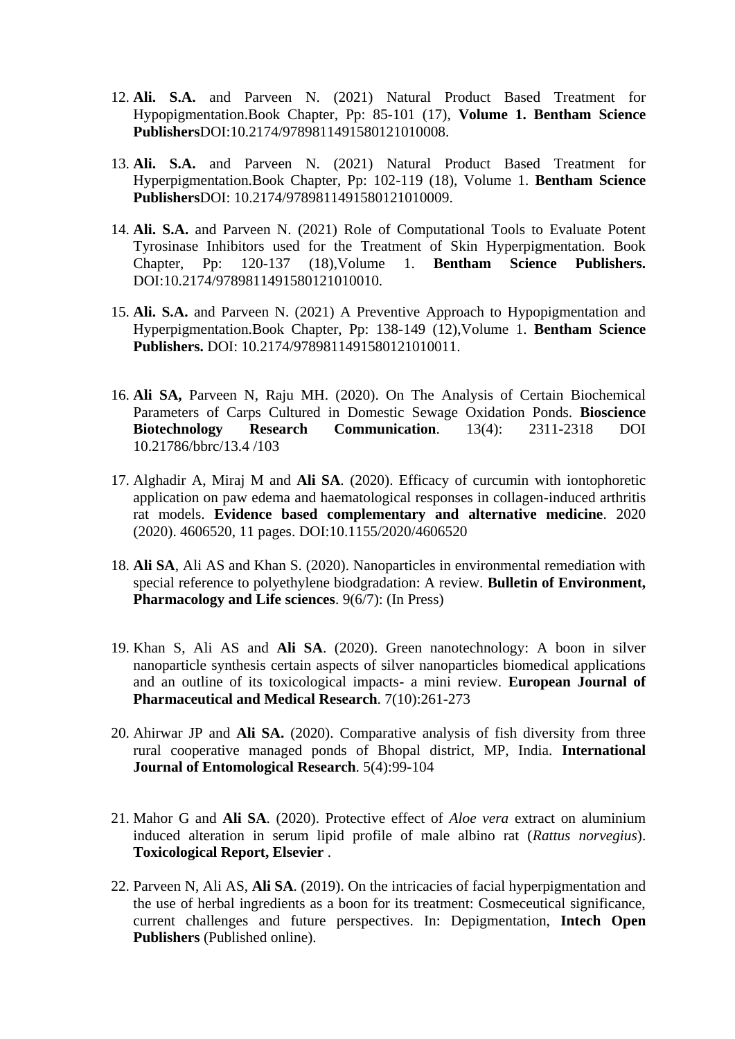12. **Ali. S.A.** and Parveen N. (2021) Natural Product Based Treatment for Hypopigmentation.Book Chapter, Pp: 85-101 (17), **Volume 1. Bentham Science Publishers**DOI:10.2174/9789811491580121010008.

13. **Ali. S.A.** and Parveen N. (2021) Natural Product Based Treatment for Hyperpigmentation.Book Chapter, Pp: 102-119 (18), Volume 1. **Bentham Science Publishers**DOI: 10.2174/9789811491580121010009.

14. **Ali. S.A.** and Parveen N. (2021) Role of Computational Tools to Evaluate Potent Tyrosinase Inhibitors used for the Treatment of Skin Hyperpigmentation. Book Chapter, Pp: 120-137 (18),Volume 1. **Bentham Science Publishers.** DOI:10.2174/9789811491580121010010.

15. **Ali. S.A.** and Parveen N. (2021) A Preventive Approach to Hypopigmentation and Hyperpigmentation.Book Chapter, Pp: 138-149 (12),Volume 1. **Bentham Science Publishers.** DOI: 10.2174/9789811491580121010011.

16. **Ali SA,** Parveen N, Raju MH. (2020). On The Analysis of Certain Biochemical Parameters of Carps Cultured in Domestic Sewage Oxidation Ponds. **Bioscience Biotechnology Research Communication**. 13(4): 2311-2318 DOI 10.21786/bbrc/13.4 /103

17. Alghadir A, Miraj M and **Ali SA**. (2020). Efficacy of curcumin with iontophoretic application on paw edema and haematological responses in collagen-induced arthritis rat models. **Evidence based complementary and alternative medicine**. 2020 (2020). 4606520, 11 pages. DOI:10.1155/2020/4606520

18. **Ali SA**, Ali AS and Khan S. (2020). Nanoparticles in environmental remediation with special reference to polyethylene biodgradation: A review. **Bulletin of Environment, Pharmacology and Life sciences**. 9(6/7): (In Press)

19. Khan S, Ali AS and **Ali SA**. (2020). Green nanotechnology: A boon in silver nanoparticle synthesis certain aspects of silver nanoparticles biomedical applications and an outline of its toxicological impacts- a mini review. **European Journal of Pharmaceutical and Medical Research**. 7(10):261-273

20. Ahirwar JP and **Ali SA.** (2020). Comparative analysis of fish diversity from three rural cooperative managed ponds of Bhopal district, MP, India. **International Journal of Entomological Research**. 5(4):99-104

21. Mahor G and **Ali SA**. (2020). Protective effect of *Aloe vera* extract on aluminium induced alteration in serum lipid profile of male albino rat (*Rattus norvegius*). **Toxicological Report, Elsevier** .

22. Parveen N, Ali AS, **Ali SA**. (2019). On the intricacies of facial hyperpigmentation and the use of herbal ingredients as a boon for its treatment: Cosmeceutical significance, current challenges and future perspectives. In: Depigmentation, **Intech Open Publishers** (Published online).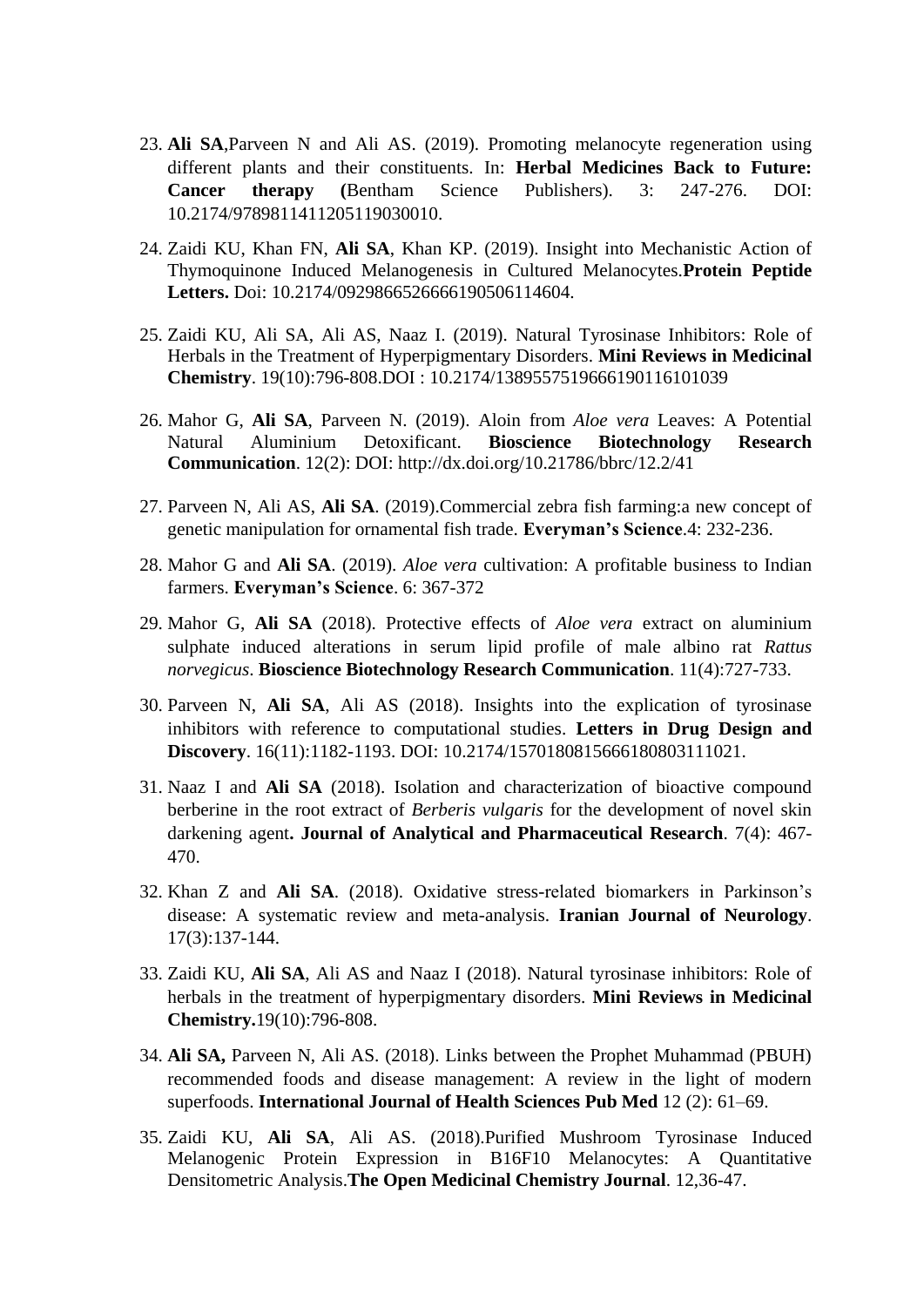23. **Ali SA**,Parveen N and Ali AS. (2019). Promoting melanocyte regeneration using different plants and their constituents. In: **Herbal Medicines Back to Future: Cancer therapy (**Bentham Science Publishers). 3: 247-276. DOI: 10.2174/9789811411205119030010.

24. Zaidi KU, Khan FN, **Ali SA**, Khan KP. (2019). Insight into Mechanistic Action of Thymoquinone Induced Melanogenesis in Cultured Melanocytes.**Protein Peptide Letters.** Doi: 10.2174/0929866526666190506114604.

25. Zaidi KU, Ali SA, Ali AS, Naaz I. (2019). Natural Tyrosinase Inhibitors: Role of Herbals in the Treatment of Hyperpigmentary Disorders. **Mini Reviews in Medicinal Chemistry**. 19(10):796-808.DOI : 10.2174/1389557519666190116101039

26. Mahor G, **Ali SA**, Parveen N. (2019). Aloin from *Aloe vera* Leaves: A Potential Natural Aluminium Detoxificant. **Bioscience Biotechnology Research Communication**. 12(2): DOI: http://dx.doi.org/10.21786/bbrc/12.2/41

27. Parveen N, Ali AS, **Ali SA**. (2019).Commercial zebra fish farming:a new concept of genetic manipulation for ornamental fish trade. **Everyman's Science**.4: 232-236.

28. Mahor G and **Ali SA**. (2019). *Aloe vera* cultivation: A profitable business to Indian farmers. **Everyman's Science**. 6: 367-372

29. Mahor G, **Ali SA** (2018). Protective effects of *Aloe vera* extract on aluminium sulphate induced alterations in serum lipid profile of male albino rat *Rattus norvegicus*. **Bioscience Biotechnology Research Communication**. 11(4):727-733.

30. Parveen N, **Ali SA**, Ali AS (2018). Insights into the explication of tyrosinase inhibitors with reference to computational studies. **Letters in Drug Design and Discovery**. 16(11):1182-1193. DOI: 10.2174/1570180815666180803111021.

31. Naaz I and **Ali SA** (2018). Isolation and characterization of bioactive compound berberine in the root extract of *Berberis vulgaris* for the development of novel skin darkening agent**. Journal of Analytical and Pharmaceutical Research**. 7(4): 467-470.

32. Khan Z and **Ali SA**. (2018). Oxidative stress-related biomarkers in Parkinson's disease: A systematic review and meta-analysis. **Iranian Journal of Neurology**. 17(3):137-144.

33. Zaidi KU, **Ali SA**, Ali AS and Naaz I (2018). Natural tyrosinase inhibitors: Role of herbals in the treatment of hyperpigmentary disorders. **Mini Reviews in Medicinal Chemistry.**19(10):796-808.

34. **Ali SA,** Parveen N, Ali AS. (2018). Links between the Prophet Muhammad (PBUH) recommended foods and disease management: A review in the light of modern superfoods. **International Journal of Health Sciences Pub Med** 12 (2): 61–69.

35. Zaidi KU, **Ali SA**, Ali AS. (2018).Purified Mushroom Tyrosinase Induced Melanogenic Protein Expression in B16F10 Melanocytes: A Quantitative Densitometric Analysis.**The Open Medicinal Chemistry Journal**. 12,36-47.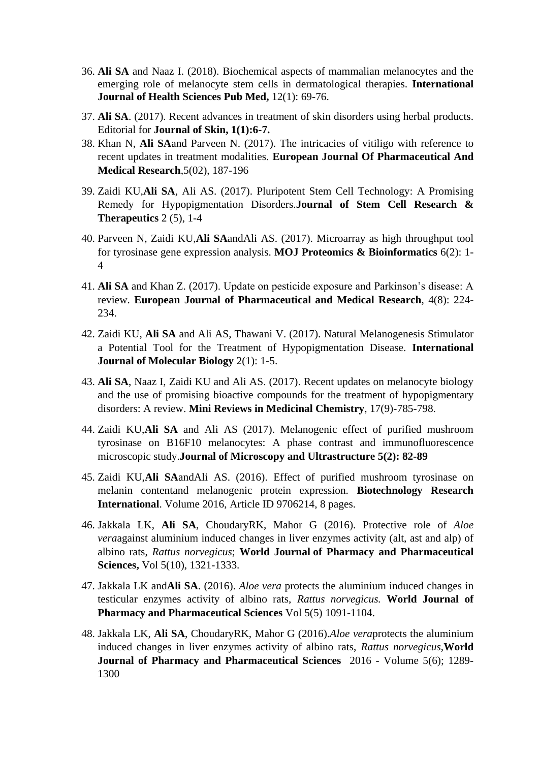36. **Ali SA** and Naaz I. (2018). Biochemical aspects of mammalian melanocytes and the emerging role of melanocyte stem cells in dermatological therapies. **International Journal of Health Sciences Pub Med,** 12(1): 69-76.

37. **Ali SA**. (2017). Recent advances in treatment of skin disorders using herbal products. Editorial for **Journal of Skin, 1(1):6-7.**

38. Khan N, **Ali SA**and Parveen N. (2017). The intricacies of vitiligo with reference to recent updates in treatment modalities. **European Journal Of Pharmaceutical And Medical Research**,5(02), 187-196

39. Zaidi KU,**Ali SA**, Ali AS. (2017). Pluripotent Stem Cell Technology: A Promising Remedy for Hypopigmentation Disorders.**Journal of Stem Cell Research & Therapeutics** 2 (5), 1-4

40. Parveen N, Zaidi KU,**Ali SA**andAli AS. (2017). Microarray as high throughput tool for tyrosinase gene expression analysis. **MOJ Proteomics & Bioinformatics** 6(2): 1-4

41. **Ali SA** and Khan Z. (2017). Update on pesticide exposure and Parkinson's disease: A review. **European Journal of Pharmaceutical and Medical Research**, 4(8): 224-234.

42. Zaidi KU, **Ali SA** and Ali AS, Thawani V. (2017). Natural Melanogenesis Stimulator a Potential Tool for the Treatment of Hypopigmentation Disease. **International Journal of Molecular Biology** 2(1): 1-5.

43. **Ali SA**, Naaz I, Zaidi KU and Ali AS. (2017). Recent updates on melanocyte biology and the use of promising bioactive compounds for the treatment of hypopigmentary disorders: A review. **Mini Reviews in Medicinal Chemistry**, 17(9)-785-798.

44. Zaidi KU,**Ali SA** and Ali AS (2017). Melanogenic effect of purified mushroom tyrosinase on B16F10 melanocytes: A phase contrast and immunofluorescence microscopic study.**Journal of Microscopy and Ultrastructure 5(2): 82-89**

45. Zaidi KU,**Ali SA**andAli AS. (2016). Effect of purified mushroom tyrosinase on melanin contentand melanogenic protein expression. **Biotechnology Research International**. Volume 2016, Article ID 9706214, 8 pages.

46. Jakkala LK, **Ali SA**, ChoudaryRK, Mahor G (2016). Protective role of *Aloe vera*against aluminium induced changes in liver enzymes activity (alt, ast and alp) of albino rats, *Rattus norvegicus*; **World Journal of Pharmacy and Pharmaceutical Sciences,** Vol 5(10), 1321-1333.

47. Jakkala LK and**Ali SA**. (2016). *Aloe vera* protects the aluminium induced changes in testicular enzymes activity of albino rats, *Rattus norvegicus.* **World Journal of Pharmacy and Pharmaceutical Sciences** Vol 5(5) 1091-1104.

48. Jakkala LK, **Ali SA**, ChoudaryRK, Mahor G (2016).*Aloe vera*protects the aluminium induced changes in liver enzymes activity of albino rats, *Rattus norvegicus*,**World Journal of Pharmacy and Pharmaceutical Sciences** 2016 - Volume 5(6); 1289-1300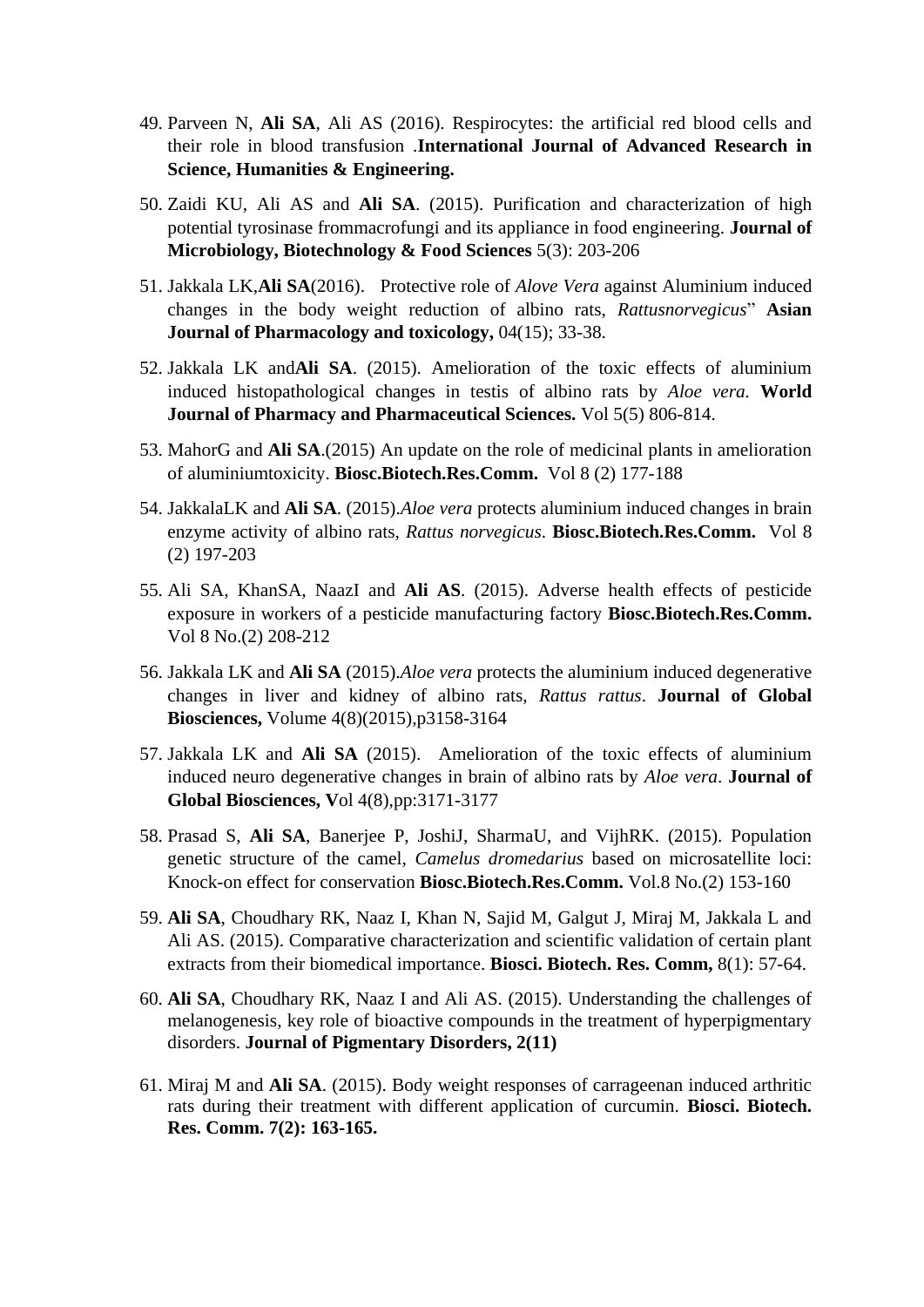49. Parveen N, **Ali SA**, Ali AS (2016). Respirocytes: the artificial red blood cells and their role in blood transfusion .**International Journal of Advanced Research in Science, Humanities & Engineering.**

50. Zaidi KU, Ali AS and **Ali SA**. (2015). Purification and characterization of high potential tyrosinase frommacrofungi and its appliance in food engineering. **Journal of Microbiology, Biotechnology & Food Sciences** 5(3): 203-206

51. Jakkala LK,**Ali SA**(2016). Protective role of *Alove Vera* against Aluminium induced changes in the body weight reduction of albino rats, *Rattusnorvegicus*" **Asian Journal of Pharmacology and toxicology,** 04(15); 33-38.

52. Jakkala LK and**Ali SA**. (2015). Amelioration of the toxic effects of aluminium induced histopathological changes in testis of albino rats by *Aloe vera.* **World Journal of Pharmacy and Pharmaceutical Sciences.** Vol 5(5) 806-814.

53. MahorG and **Ali SA**.(2015) An update on the role of medicinal plants in amelioration of aluminiumtoxicity. **Biosc.Biotech.Res.Comm.** Vol 8 (2) 177-188

54. JakkalaLK and **Ali SA**. (2015).*Aloe vera* protects aluminium induced changes in brain enzyme activity of albino rats, *Rattus norvegicus*. **Biosc.Biotech.Res.Comm.** Vol 8 (2) 197-203

55. Ali SA, KhanSA, NaazI and **Ali AS**. (2015). Adverse health effects of pesticide exposure in workers of a pesticide manufacturing factory **Biosc.Biotech.Res.Comm.** Vol 8 No.(2) 208-212

56. Jakkala LK and **Ali SA** (2015).*Aloe vera* protects the aluminium induced degenerative changes in liver and kidney of albino rats, *Rattus rattus*. **Journal of Global Biosciences,** Volume 4(8)(2015),p3158-3164

57. Jakkala LK and **Ali SA** (2015). Amelioration of the toxic effects of aluminium induced neuro degenerative changes in brain of albino rats by *Aloe vera*. **Journal of Global Biosciences, V**ol 4(8),pp:3171-3177

58. Prasad S, **Ali SA**, Banerjee P, JoshiJ, SharmaU, and VijhRK. (2015). Population genetic structure of the camel, *Camelus dromedarius* based on microsatellite loci: Knock-on effect for conservation **Biosc.Biotech.Res.Comm.** Vol.8 No.(2) 153-160

59. **Ali SA**, Choudhary RK, Naaz I, Khan N, Sajid M, Galgut J, Miraj M, Jakkala L and Ali AS. (2015). Comparative characterization and scientific validation of certain plant extracts from their biomedical importance. **Biosci. Biotech. Res. Comm,** 8(1): 57-64.

60. **Ali SA**, Choudhary RK, Naaz I and Ali AS. (2015). Understanding the challenges of melanogenesis, key role of bioactive compounds in the treatment of hyperpigmentary disorders. **Journal of Pigmentary Disorders, 2(11)**

61. Miraj M and **Ali SA**. (2015). Body weight responses of carrageenan induced arthritic rats during their treatment with different application of curcumin. **Biosci. Biotech. Res. Comm. 7(2): 163-165.**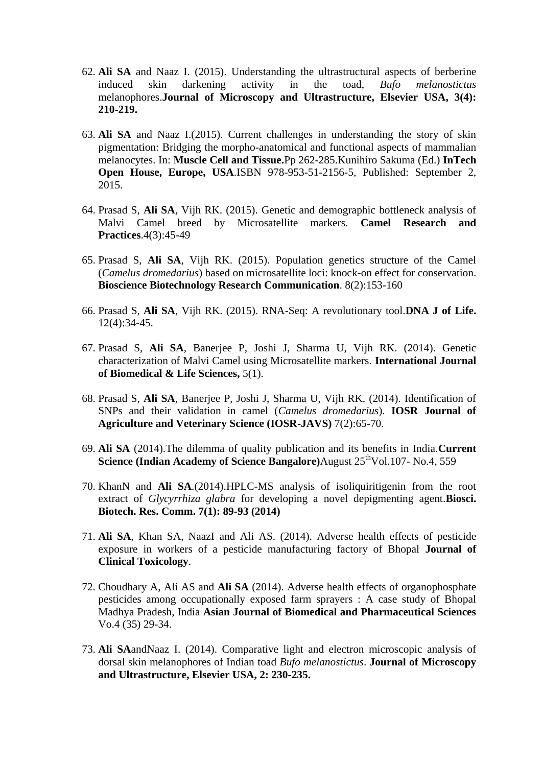62. **Ali SA** and Naaz I. (2015). Understanding the ultrastructural aspects of berberine induced skin darkening activity in the toad, *Bufo melanostictus* melanophores.**Journal of Microscopy and Ultrastructure, Elsevier USA, 3(4): 210-219.**

63. **Ali SA** and Naaz I.(2015). Current challenges in understanding the story of skin pigmentation: Bridging the morpho-anatomical and functional aspects of mammalian melanocytes. In: **Muscle Cell and Tissue.**Pp 262-285.Kunihiro Sakuma (Ed.) **InTech Open House, Europe, USA**.ISBN 978-953-51-2156-5, Published: September 2, 2015.

64. Prasad S, **Ali SA**, Vijh RK. (2015). Genetic and demographic bottleneck analysis of Malvi Camel breed by Microsatellite markers. **Camel Research and Practices**.4(3):45-49

65. Prasad S, **Ali SA**, Vijh RK. (2015). Population genetics structure of the Camel (*Camelus dromedarius*) based on microsatellite loci: knock-on effect for conservation. **Bioscience Biotechnology Research Communication**. 8(2):153-160

66. Prasad S, **Ali SA**, Vijh RK. (2015). RNA-Seq: A revolutionary tool.**DNA J of Life.** 12(4):34-45.

67. Prasad S, **Ali SA**, Banerjee P, Joshi J, Sharma U, Vijh RK. (2014). Genetic characterization of Malvi Camel using Microsatellite markers. **International Journal of Biomedical & Life Sciences,** 5(1).

68. Prasad S, **Ali SA**, Banerjee P, Joshi J, Sharma U, Vijh RK. (2014). Identification of SNPs and their validation in camel (*Camelus dromedarius*). **IOSR Journal of Agriculture and Veterinary Science (IOSR-JAVS)** 7(2):65-70.

69. **Ali SA** (2014).The dilemma of quality publication and its benefits in India.**Current Science (Indian Academy of Science Bangalore)**August 25th Vol.107- No.4, 559

70. KhanN and **Ali SA**.(2014).HPLC-MS analysis of isoliquiritigenin from the root extract of *Glycyrrhiza glabra* for developing a novel depigmenting agent.**Biosci. Biotech. Res. Comm. 7(1): 89-93 (2014)**

71. **Ali SA**, Khan SA, NaazI and Ali AS. (2014). Adverse health effects of pesticide exposure in workers of a pesticide manufacturing factory of Bhopal **Journal of Clinical Toxicology**.

72. Choudhary A, Ali AS and **Ali SA** (2014). Adverse health effects of organophosphate pesticides among occupationally exposed farm sprayers : A case study of Bhopal Madhya Pradesh, India **Asian Journal of Biomedical and Pharmaceutical Sciences** Vo.4 (35) 29-34.

73. **Ali SA**andNaaz I. (2014). Comparative light and electron microscopic analysis of dorsal skin melanophores of Indian toad *Bufo melanostictus*. **Journal of Microscopy and Ultrastructure, Elsevier USA, 2: 230-235.**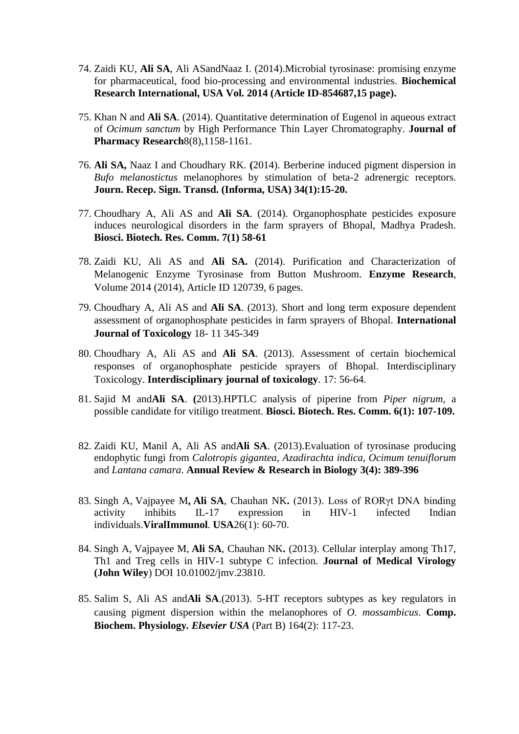74. Zaidi KU, **Ali SA**, Ali ASandNaaz I. (2014).Microbial tyrosinase: promising enzyme for pharmaceutical, food bio-processing and environmental industries. **Biochemical Research International, USA Vol. 2014 (Article ID-854687,15 page).**

75. Khan N and **Ali SA**. (2014). Quantitative determination of Eugenol in aqueous extract of *Ocimum sanctum* by High Performance Thin Layer Chromatography. **Journal of Pharmacy Research**8(8),1158-1161.

76. **Ali SA,** Naaz I and Choudhary RK. **(**2014). Berberine induced pigment dispersion in *Bufo melanostictus* melanophores by stimulation of beta-2 adrenergic receptors. **Journ. Recep. Sign. Transd. (Informa, USA) 34(1):15-20.**

77. Choudhary A, Ali AS and **Ali SA**. (2014). Organophosphate pesticides exposure induces neurological disorders in the farm sprayers of Bhopal, Madhya Pradesh. **Biosci. Biotech. Res. Comm. 7(1) 58-61**

78. Zaidi KU, Ali AS and **Ali SA.** (2014). Purification and Characterization of Melanogenic Enzyme Tyrosinase from Button Mushroom. **Enzyme Research**, Volume 2014 (2014), Article ID 120739, 6 pages.

79. Choudhary A, Ali AS and **Ali SA**. (2013). Short and long term exposure dependent assessment of organophosphate pesticides in farm sprayers of Bhopal. **International Journal of Toxicology** 18- 11 345-349

80. Choudhary A, Ali AS and **Ali SA**. (2013). Assessment of certain biochemical responses of organophosphate pesticide sprayers of Bhopal. Interdisciplinary Toxicology. **Interdisciplinary journal of toxicology**. 17: 56-64.

81. Sajid M and**Ali SA**. **(**2013).HPTLC analysis of piperine from *Piper nigrum*, a possible candidate for vitiligo treatment. **Biosci. Biotech. Res. Comm. 6(1): 107-109.**

82. Zaidi KU, Manil A, Ali AS and**Ali SA**. (2013).Evaluation of tyrosinase producing endophytic fungi from *Calotropis gigantea, Azadirachta indica, Ocimum tenuiflorum* and *Lantana camara*. **Annual Review & Research in Biology 3(4): 389-396**

83. Singh A, Vajpayee M**, Ali SA**, Chauhan NK**.** (2013). Loss of RORγt DNA binding activity inhibits IL-17 expression in HIV-1 infected Indian individuals.**ViralImmunol**. **USA**26(1): 60-70.

84. Singh A, Vajpayee M, **Ali SA**, Chauhan NK**.** (2013). Cellular interplay among Th17, Th1 and Treg cells in HIV-1 subtype C infection. **Journal of Medical Virology (John Wiley**) DOI 10.01002/jmv.23810.

85. Salim S, Ali AS and**Ali SA**.(2013). 5-HT receptors subtypes as key regulators in causing pigment dispersion within the melanophores of *O. mossambicus*. **Comp. Biochem. Physiology.** ***Elsevier USA*** (Part B) 164(2): 117-23.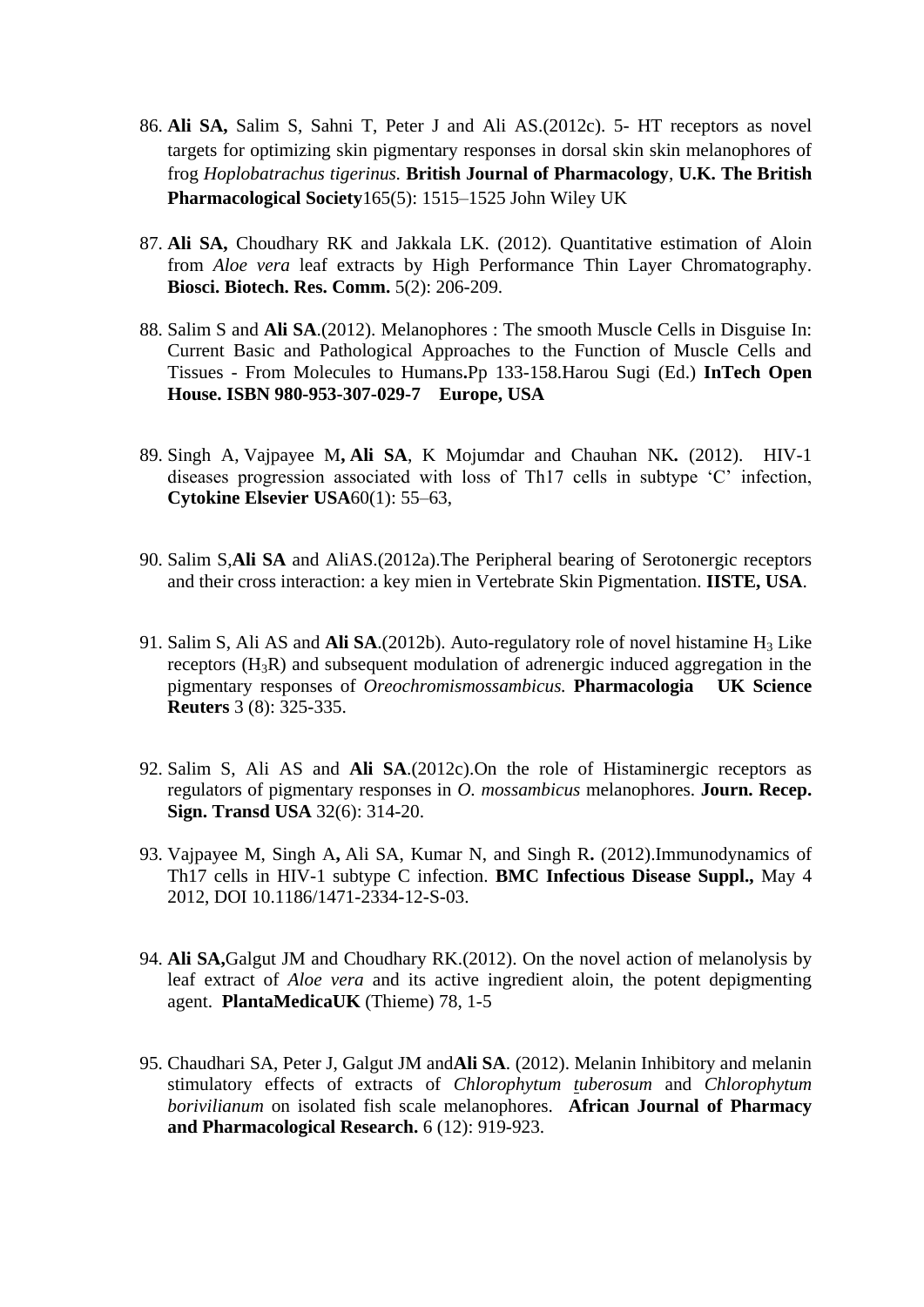86. **Ali SA,** Salim S, Sahni T, Peter J and Ali AS.(2012c). 5- HT receptors as novel targets for optimizing skin pigmentary responses in dorsal skin skin melanophores of frog *Hoplobatrachus tigerinus.* **British Journal of Pharmacology**, **U.K. The British Pharmacological Society**165(5): 1515–1525 John Wiley UK

87. **Ali SA,** Choudhary RK and Jakkala LK. (2012). Quantitative estimation of Aloin from *Aloe vera* leaf extracts by High Performance Thin Layer Chromatography. **Biosci. Biotech. Res. Comm.** 5(2): 206-209.

88. Salim S and **Ali SA**.(2012). Melanophores : The smooth Muscle Cells in Disguise In: Current Basic and Pathological Approaches to the Function of Muscle Cells and Tissues - From Molecules to Humans**.**Pp 133-158.Harou Sugi (Ed.) **InTech Open House. ISBN 980-953-307-029-7 Europe, USA**

89. Singh A, Vajpayee M**, Ali SA**, K Mojumdar and Chauhan NK**.** (2012). HIV-1 diseases progression associated with loss of Th17 cells in subtype 'C' infection, **Cytokine Elsevier USA**60(1): 55–63,

90. Salim S,**Ali SA** and AliAS.(2012a).The Peripheral bearing of Serotonergic receptors and their cross interaction: a key mien in Vertebrate Skin Pigmentation. **IISTE, USA**.

91. Salim S, Ali AS and **Ali SA**.(2012b). Auto-regulatory role of novel histamine $H_3$ Like receptors ($H_3R$) and subsequent modulation of adrenergic induced aggregation in the pigmentary responses of *Oreochromismossambicus.* **Pharmacologia UK Science Reuters** 3 (8): 325-335.

92. Salim S, Ali AS and **Ali SA**.(2012c).On the role of Histaminergic receptors as regulators of pigmentary responses in *O. mossambicus* melanophores. **Journ. Recep. Sign. Transd USA** 32(6): 314-20.

93. Vajpayee M, Singh A**,** Ali SA, Kumar N, and Singh R**.** (2012).Immunodynamics of Th17 cells in HIV-1 subtype C infection. **BMC Infectious Disease Suppl.,** May 4 2012, DOI 10.1186/1471-2334-12-S-03.

94. **Ali SA,**Galgut JM and Choudhary RK.(2012). On the novel action of melanolysis by leaf extract of *Aloe vera* and its active ingredient aloin, the potent depigmenting agent. **PlantaMedicaUK** (Thieme) 78, 1-5

95. Chaudhari SA, Peter J, Galgut JM and**Ali SA**. (2012). Melanin Inhibitory and melanin stimulatory effects of extracts of *Chlorophytum tuberosum* and *Chlorophytum borivilianum* on isolated fish scale melanophores. **African Journal of Pharmacy and Pharmacological Research.** 6 (12): 919-923.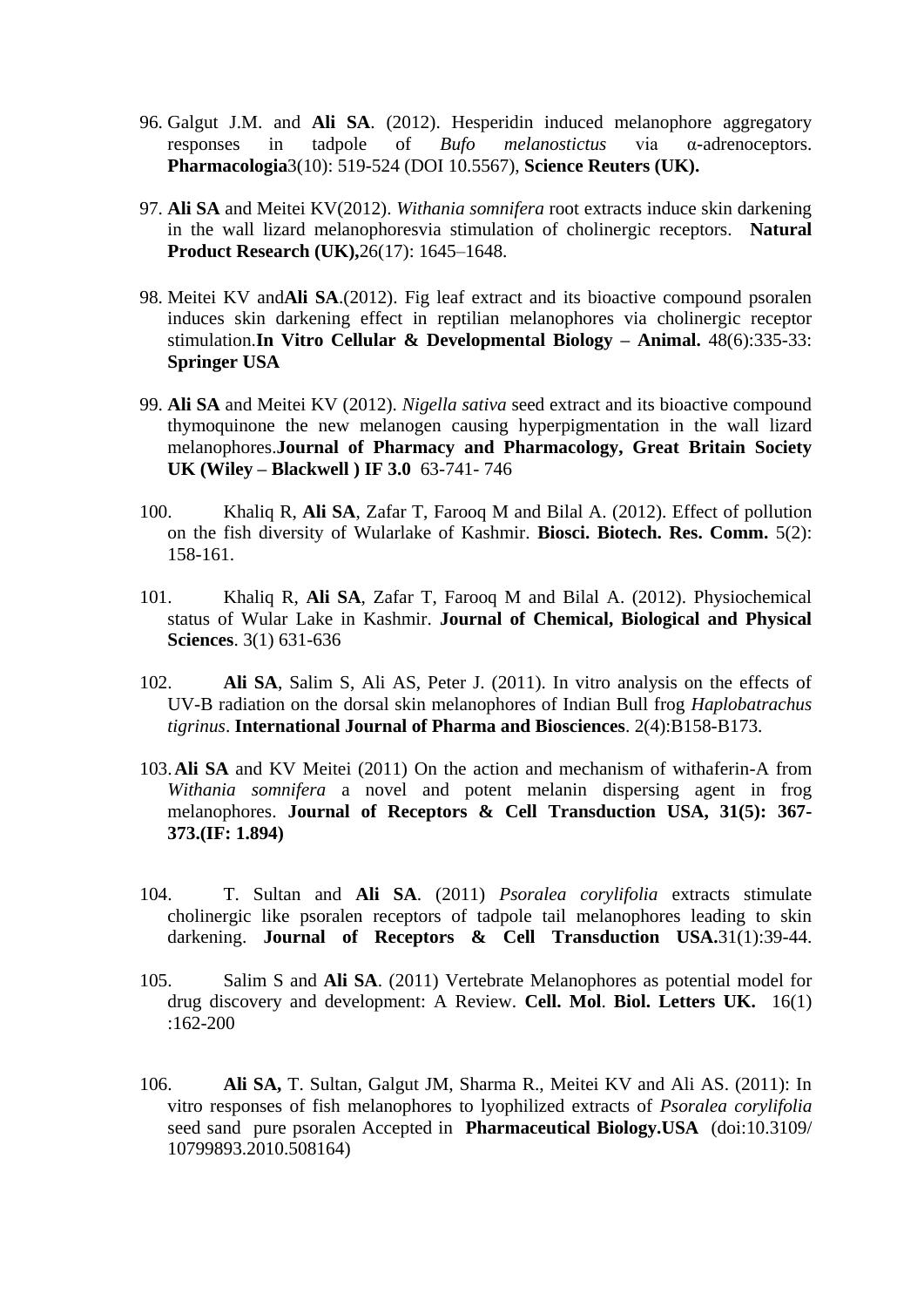96. Galgut J.M. and **Ali SA**. (2012). Hesperidin induced melanophore aggregatory responses in tadpole of *Bufo melanostictus* via α-adrenoceptors. **Pharmacologia**3(10): 519-524 (DOI 10.5567), **Science Reuters (UK).**

97. **Ali SA** and Meitei KV(2012). *Withania somnifera* root extracts induce skin darkening in the wall lizard melanophoresvia stimulation of cholinergic receptors. **Natural Product Research (UK),**26(17): 1645–1648.

98. Meitei KV and**Ali SA**.(2012). Fig leaf extract and its bioactive compound psoralen induces skin darkening effect in reptilian melanophores via cholinergic receptor stimulation.**In Vitro Cellular & Developmental Biology – Animal.** 48(6):335-33: **Springer USA**

99. **Ali SA** and Meitei KV (2012). *Nigella sativa* seed extract and its bioactive compound thymoquinone the new melanogen causing hyperpigmentation in the wall lizard melanophores.**Journal of Pharmacy and Pharmacology, Great Britain Society UK (Wiley – Blackwell ) IF 3.0** 63-741- 746

100. Khaliq R, **Ali SA**, Zafar T, Farooq M and Bilal A. (2012). Effect of pollution on the fish diversity of Wularlake of Kashmir. **Biosci. Biotech. Res. Comm.** 5(2): 158-161.

101. Khaliq R, **Ali SA**, Zafar T, Farooq M and Bilal A. (2012). Physiochemical status of Wular Lake in Kashmir. **Journal of Chemical, Biological and Physical Sciences**. 3(1) 631-636

102. **Ali SA**, Salim S, Ali AS, Peter J. (2011). In vitro analysis on the effects of UV-B radiation on the dorsal skin melanophores of Indian Bull frog *Haplobatrachus tigrinus*. **International Journal of Pharma and Biosciences**. 2(4):B158-B173.

103. **Ali SA** and KV Meitei (2011) On the action and mechanism of withaferin-A from *Withania somnifera* a novel and potent melanin dispersing agent in frog melanophores. **Journal of Receptors & Cell Transduction USA, 31(5): 367-373.(IF: 1.894)**

104. T. Sultan and **Ali SA**. (2011) *Psoralea corylifolia* extracts stimulate cholinergic like psoralen receptors of tadpole tail melanophores leading to skin darkening. **Journal of Receptors & Cell Transduction USA.**31(1):39-44.

105. Salim S and **Ali SA**. (2011) Vertebrate Melanophores as potential model for drug discovery and development: A Review. **Cell. Mol**. **Biol. Letters UK.** 16(1) :162-200

106. **Ali SA,** T. Sultan, Galgut JM, Sharma R., Meitei KV and Ali AS. (2011): In vitro responses of fish melanophores to lyophilized extracts of *Psoralea corylifolia* seed sand pure psoralen Accepted in **Pharmaceutical Biology.USA** (doi:10.3109/ 10799893.2010.508164)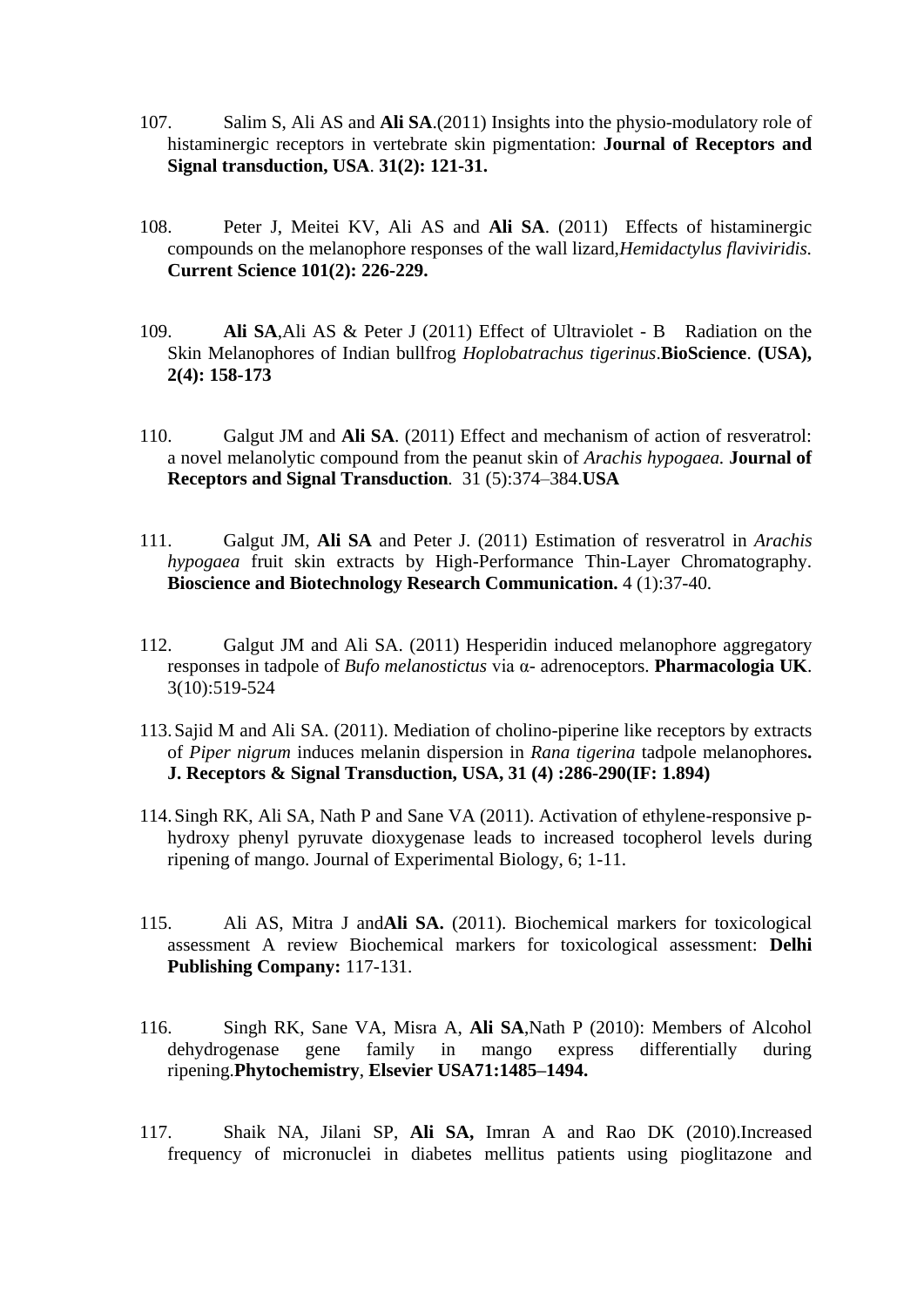107. Salim S, Ali AS and **Ali SA**.(2011) Insights into the physio-modulatory role of histaminergic receptors in vertebrate skin pigmentation: **Journal of Receptors and Signal transduction, USA**. **31(2): 121-31.**

108. Peter J, Meitei KV, Ali AS and **Ali SA**. (2011) Effects of histaminergic compounds on the melanophore responses of the wall lizard,*Hemidactylus flaviviridis.* **Current Science 101(2): 226-229.**

109. **Ali SA**,Ali AS & Peter J (2011) Effect of Ultraviolet - B Radiation on the Skin Melanophores of Indian bullfrog *Hoplobatrachus tigerinus*.**BioScience**. **(USA), 2(4): 158-173**

110. Galgut JM and **Ali SA**. (2011) Effect and mechanism of action of resveratrol: a novel melanolytic compound from the peanut skin of *Arachis hypogaea.* **Journal of Receptors and Signal Transduction**. 31 (5):374–384.**USA**

111. Galgut JM, **Ali SA** and Peter J. (2011) Estimation of resveratrol in *Arachis hypogaea* fruit skin extracts by High-Performance Thin-Layer Chromatography. **Bioscience and Biotechnology Research Communication.** 4 (1):37-40.

112. Galgut JM and Ali SA. (2011) Hesperidin induced melanophore aggregatory responses in tadpole of *Bufo melanostictus* via α- adrenoceptors. **Pharmacologia UK**. 3(10):519-524

113. Sajid M and Ali SA. (2011). Mediation of cholino-piperine like receptors by extracts of *Piper nigrum* induces melanin dispersion in *Rana tigerina* tadpole melanophores**. J. Receptors & Signal Transduction, USA, 31 (4) :286-290(IF: 1.894)**

114. Singh RK, Ali SA, Nath P and Sane VA (2011). Activation of ethylene-responsive p-hydroxy phenyl pyruvate dioxygenase leads to increased tocopherol levels during ripening of mango. Journal of Experimental Biology, 6; 1-11.

115. Ali AS, Mitra J and**Ali SA.** (2011). Biochemical markers for toxicological assessment A review Biochemical markers for toxicological assessment: **Delhi Publishing Company:** 117-131.

116. Singh RK, Sane VA, Misra A, **Ali SA**,Nath P (2010): Members of Alcohol dehydrogenase gene family in mango express differentially during ripening.**Phytochemistry**, **Elsevier USA71:1485–1494.**

117. Shaik NA, Jilani SP, **Ali SA,** Imran A and Rao DK (2010).Increased frequency of micronuclei in diabetes mellitus patients using pioglitazone and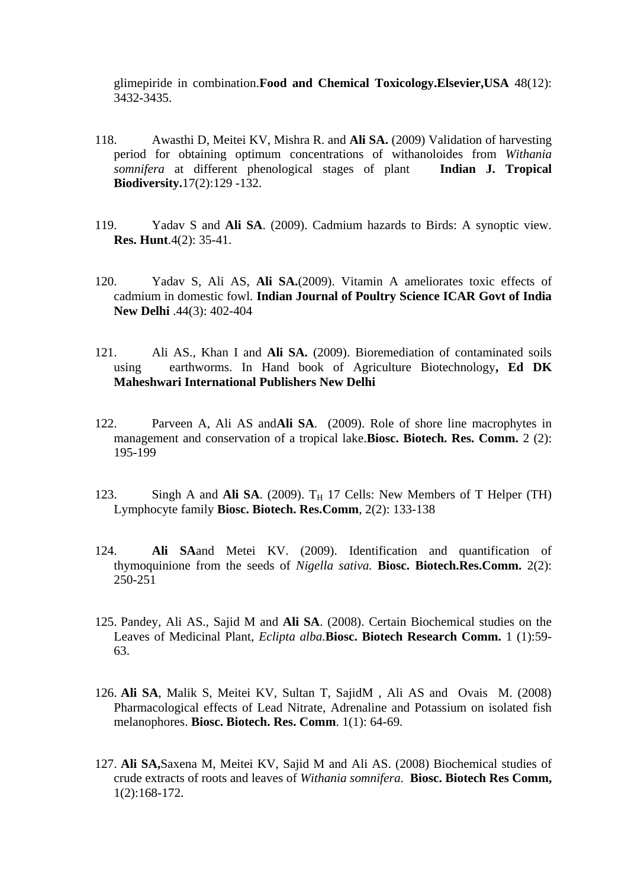glimepiride in combination.**Food and Chemical Toxicology.Elsevier,USA** 48(12): 3432-3435.

118. Awasthi D, Meitei KV, Mishra R. and **Ali SA.** (2009) Validation of harvesting period for obtaining optimum concentrations of withanoloides from *Withania somnifera* at different phenological stages of plant **Indian J. Tropical Biodiversity.**17(2):129 -132.

119. Yadav S and **Ali SA**. (2009). Cadmium hazards to Birds: A synoptic view. **Res. Hunt**.4(2): 35-41.

120. Yadav S, Ali AS, **Ali SA.**(2009). Vitamin A ameliorates toxic effects of cadmium in domestic fowl. **Indian Journal of Poultry Science ICAR Govt of India New Delhi** .44(3): 402-404

121. Ali AS., Khan I and **Ali SA.** (2009). Bioremediation of contaminated soils using earthworms. In Hand book of Agriculture Biotechnology**, Ed DK Maheshwari International Publishers New Delhi**

122. Parveen A, Ali AS and**Ali SA**. (2009). Role of shore line macrophytes in management and conservation of a tropical lake.**Biosc. Biotech. Res. Comm.** 2 (2): 195-199

123. Singh A and **Ali SA**. (2009). $T_H$ 17 Cells: New Members of T Helper (TH) Lymphocyte family **Biosc. Biotech. Res.Comm**, 2(2): 133-138

124. **Ali SA**and Metei KV. (2009). Identification and quantification of thymoquinione from the seeds of *Nigella sativa.* **Biosc. Biotech.Res.Comm.** 2(2): 250-251

125. Pandey, Ali AS., Sajid M and **Ali SA**. (2008). Certain Biochemical studies on the Leaves of Medicinal Plant, *Eclipta alba.***Biosc. Biotech Research Comm.** 1 (1):59-63.

126. **Ali SA**, Malik S, Meitei KV, Sultan T, SajidM , Ali AS and Ovais M. (2008) Pharmacological effects of Lead Nitrate, Adrenaline and Potassium on isolated fish melanophores. **Biosc. Biotech. Res. Comm**. 1(1): 64-69.

127. **Ali SA,**Saxena M, Meitei KV, Sajid M and Ali AS. (2008) Biochemical studies of crude extracts of roots and leaves of *Withania somnifera.* **Biosc. Biotech Res Comm,** 1(2):168-172.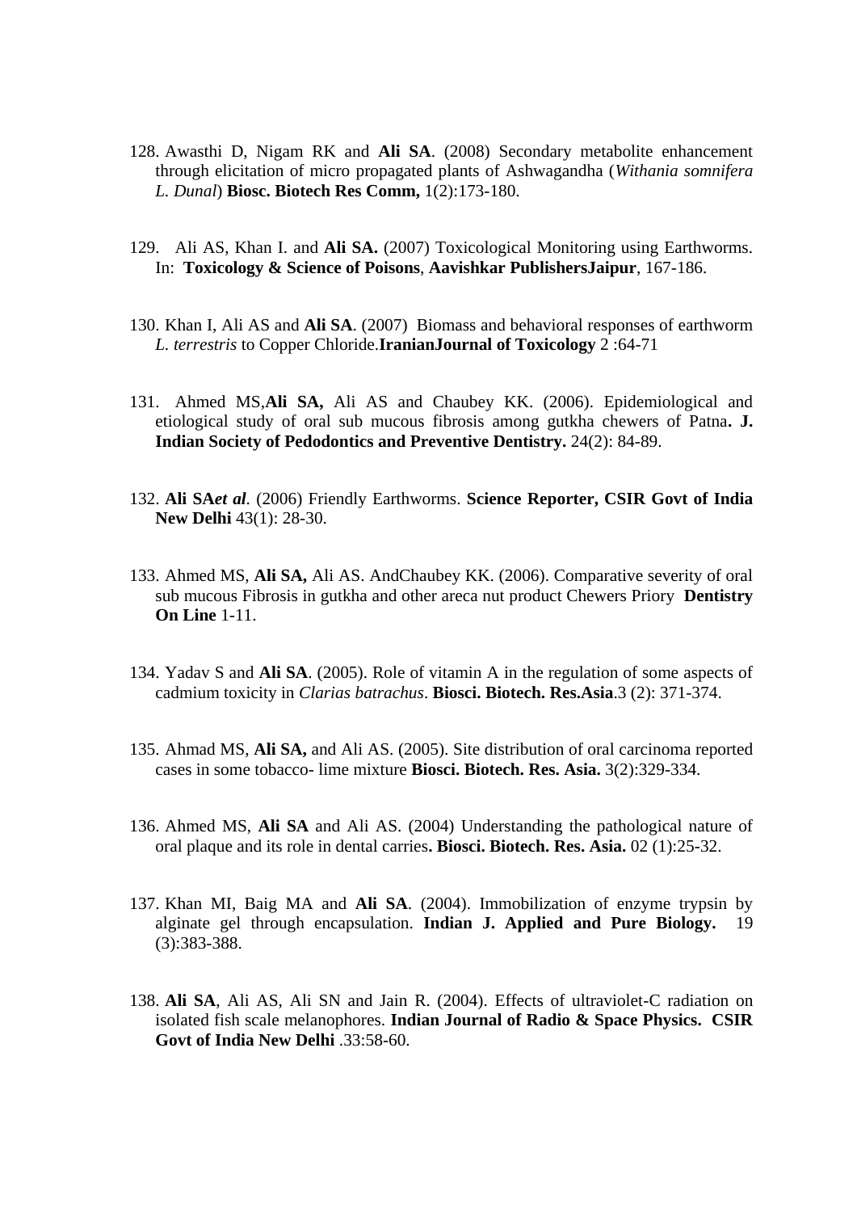128. Awasthi D, Nigam RK and **Ali SA**. (2008) Secondary metabolite enhancement through elicitation of micro propagated plants of Ashwagandha (*Withania somnifera L. Dunal*) **Biosc. Biotech Res Comm,** 1(2):173-180.

129. Ali AS, Khan I. and **Ali SA.** (2007) Toxicological Monitoring using Earthworms. In: **Toxicology & Science of Poisons**, **Aavishkar PublishersJaipur**, 167-186.

130. Khan I, Ali AS and **Ali SA**. (2007) Biomass and behavioral responses of earthworm *L. terrestris* to Copper Chloride.**IranianJournal of Toxicology** 2 :64-71

131. Ahmed MS,**Ali SA,** Ali AS and Chaubey KK. (2006). Epidemiological and etiological study of oral sub mucous fibrosis among gutkha chewers of Patna**. J. Indian Society of Pedodontics and Preventive Dentistry.** 24(2): 84-89.

132. **Ali SA*et al*.** (2006) Friendly Earthworms. **Science Reporter, CSIR Govt of India New Delhi** 43(1): 28-30.

133. Ahmed MS, **Ali SA,** Ali AS. AndChaubey KK. (2006). Comparative severity of oral sub mucous Fibrosis in gutkha and other areca nut product Chewers Priory **Dentistry On Line** 1-11.

134. Yadav S and **Ali SA**. (2005). Role of vitamin A in the regulation of some aspects of cadmium toxicity in *Clarias batrachus*. **Biosci. Biotech. Res.Asia**.3 (2): 371-374.

135. Ahmad MS, **Ali SA,** and Ali AS. (2005). Site distribution of oral carcinoma reported cases in some tobacco- lime mixture **Biosci. Biotech. Res. Asia.** 3(2):329-334.

136. Ahmed MS, **Ali SA** and Ali AS. (2004) Understanding the pathological nature of oral plaque and its role in dental carries**. Biosci. Biotech. Res. Asia.** 02 (1):25-32.

137. Khan MI, Baig MA and **Ali SA**. (2004). Immobilization of enzyme trypsin by alginate gel through encapsulation. **Indian J. Applied and Pure Biology.** 19 (3):383-388.

138. **Ali SA**, Ali AS, Ali SN and Jain R. (2004). Effects of ultraviolet-C radiation on isolated fish scale melanophores. **Indian Journal of Radio & Space Physics. CSIR Govt of India New Delhi** .33:58-60.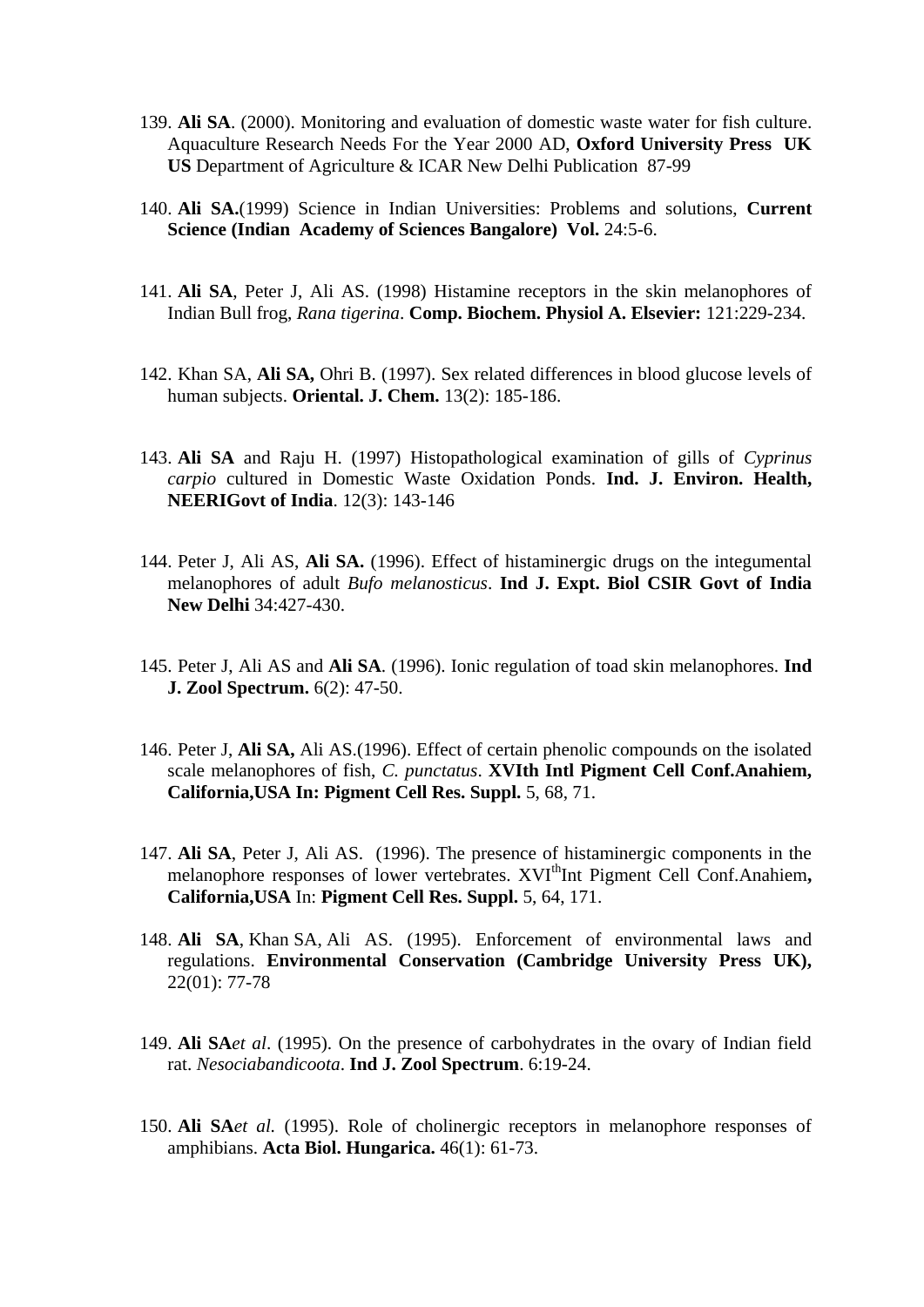139. **Ali SA**. (2000). Monitoring and evaluation of domestic waste water for fish culture. Aquaculture Research Needs For the Year 2000 AD, **Oxford University Press UK US** Department of Agriculture & ICAR New Delhi Publication 87-99

140. **Ali SA.**(1999) Science in Indian Universities: Problems and solutions, **Current Science (Indian Academy of Sciences Bangalore) Vol.** 24:5-6.

141. **Ali SA**, Peter J, Ali AS. (1998) Histamine receptors in the skin melanophores of Indian Bull frog, *Rana tigerina*. **Comp. Biochem. Physiol A. Elsevier:** 121:229-234.

142. Khan SA, **Ali SA,** Ohri B. (1997). Sex related differences in blood glucose levels of human subjects. **Oriental. J. Chem.** 13(2): 185-186.

143. **Ali SA** and Raju H. (1997) Histopathological examination of gills of *Cyprinus carpio* cultured in Domestic Waste Oxidation Ponds. **Ind. J. Environ. Health, NEERIGovt of India**. 12(3): 143-146

144. Peter J, Ali AS, **Ali SA.** (1996). Effect of histaminergic drugs on the integumental melanophores of adult *Bufo melanosticus*. **Ind J. Expt. Biol CSIR Govt of India New Delhi** 34:427-430.

145. Peter J, Ali AS and **Ali SA**. (1996). Ionic regulation of toad skin melanophores. **Ind J. Zool Spectrum.** 6(2): 47-50.

146. Peter J, **Ali SA,** Ali AS.(1996). Effect of certain phenolic compounds on the isolated scale melanophores of fish, *C. punctatus*. **XVIth Intl Pigment Cell Conf.Anahiem, California,USA In: Pigment Cell Res. Suppl.** 5, 68, 71.

147. **Ali SA**, Peter J, Ali AS. (1996). The presence of histaminergic components in the melanophore responses of lower vertebrates. XVIthInt Pigment Cell Conf.Anahiem**, California,USA** In: **Pigment Cell Res. Suppl.** 5, 64, 171.

148. **Ali SA**, Khan SA, Ali AS. (1995). Enforcement of environmental laws and regulations. **Environmental Conservation (Cambridge University Press UK),** 22(01): 77-78

149. **Ali SA***et al*. (1995). On the presence of carbohydrates in the ovary of Indian field rat. *Nesociabandicoota*. **Ind J. Zool Spectrum**. 6:19-24.

150. **Ali SA***et al.* (1995). Role of cholinergic receptors in melanophore responses of amphibians. **Acta Biol. Hungarica.** 46(1): 61-73.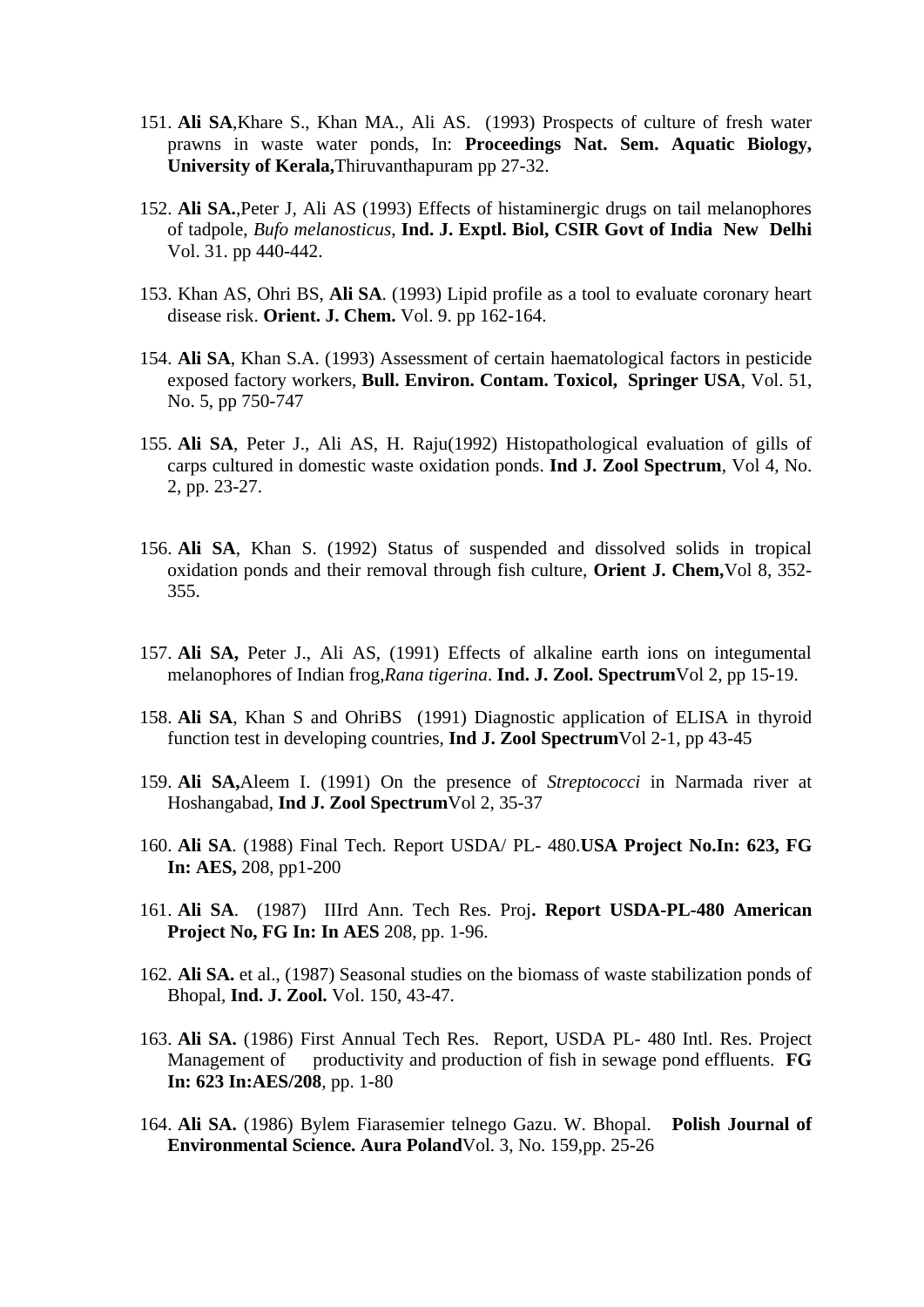151. **Ali SA**,Khare S., Khan MA., Ali AS. (1993) Prospects of culture of fresh water prawns in waste water ponds, In: **Proceedings Nat. Sem. Aquatic Biology, University of Kerala,**Thiruvanthapuram pp 27-32.

152. **Ali SA.**,Peter J, Ali AS (1993) Effects of histaminergic drugs on tail melanophores of tadpole, *Bufo melanosticus*, **Ind. J. Exptl. Biol, CSIR Govt of India New Delhi** Vol. 31. pp 440-442.

153. Khan AS, Ohri BS, **Ali SA**. (1993) Lipid profile as a tool to evaluate coronary heart disease risk. **Orient. J. Chem.** Vol. 9. pp 162-164.

154. **Ali SA**, Khan S.A. (1993) Assessment of certain haematological factors in pesticide exposed factory workers, **Bull. Environ. Contam. Toxicol, Springer USA**, Vol. 51, No. 5, pp 750-747

155. **Ali SA**, Peter J., Ali AS, H. Raju(1992) Histopathological evaluation of gills of carps cultured in domestic waste oxidation ponds. **Ind J. Zool Spectrum**, Vol 4, No. 2, pp. 23-27.

156. **Ali SA**, Khan S. (1992) Status of suspended and dissolved solids in tropical oxidation ponds and their removal through fish culture, **Orient J. Chem,**Vol 8, 352-355.

157. **Ali SA,** Peter J., Ali AS, (1991) Effects of alkaline earth ions on integumental melanophores of Indian frog,*Rana tigerina*. **Ind. J. Zool. Spectrum**Vol 2, pp 15-19.

158. **Ali SA**, Khan S and OhriBS (1991) Diagnostic application of ELISA in thyroid function test in developing countries, **Ind J. Zool Spectrum**Vol 2-1, pp 43-45

159. **Ali SA,**Aleem I. (1991) On the presence of *Streptococci* in Narmada river at Hoshangabad, **Ind J. Zool Spectrum**Vol 2, 35-37

160. **Ali SA**. (1988) Final Tech. Report USDA/ PL- 480.**USA Project No.In: 623, FG In: AES,** 208, pp1-200

161. **Ali SA**. (1987) IIIrd Ann. Tech Res. Proj**. Report USDA-PL-480 American Project No, FG In: In AES** 208, pp. 1-96.

162. **Ali SA.** et al., (1987) Seasonal studies on the biomass of waste stabilization ponds of Bhopal, **Ind. J. Zool.** Vol. 150, 43-47.

163. **Ali SA.** (1986) First Annual Tech Res. Report, USDA PL- 480 Intl. Res. Project Management of productivity and production of fish in sewage pond effluents. **FG In: 623 In:AES/208**, pp. 1-80

164. **Ali SA.** (1986) Bylem Fiarasemier telnego Gazu. W. Bhopal. **Polish Journal of Environmental Science. Aura Poland**Vol. 3, No. 159,pp. 25-26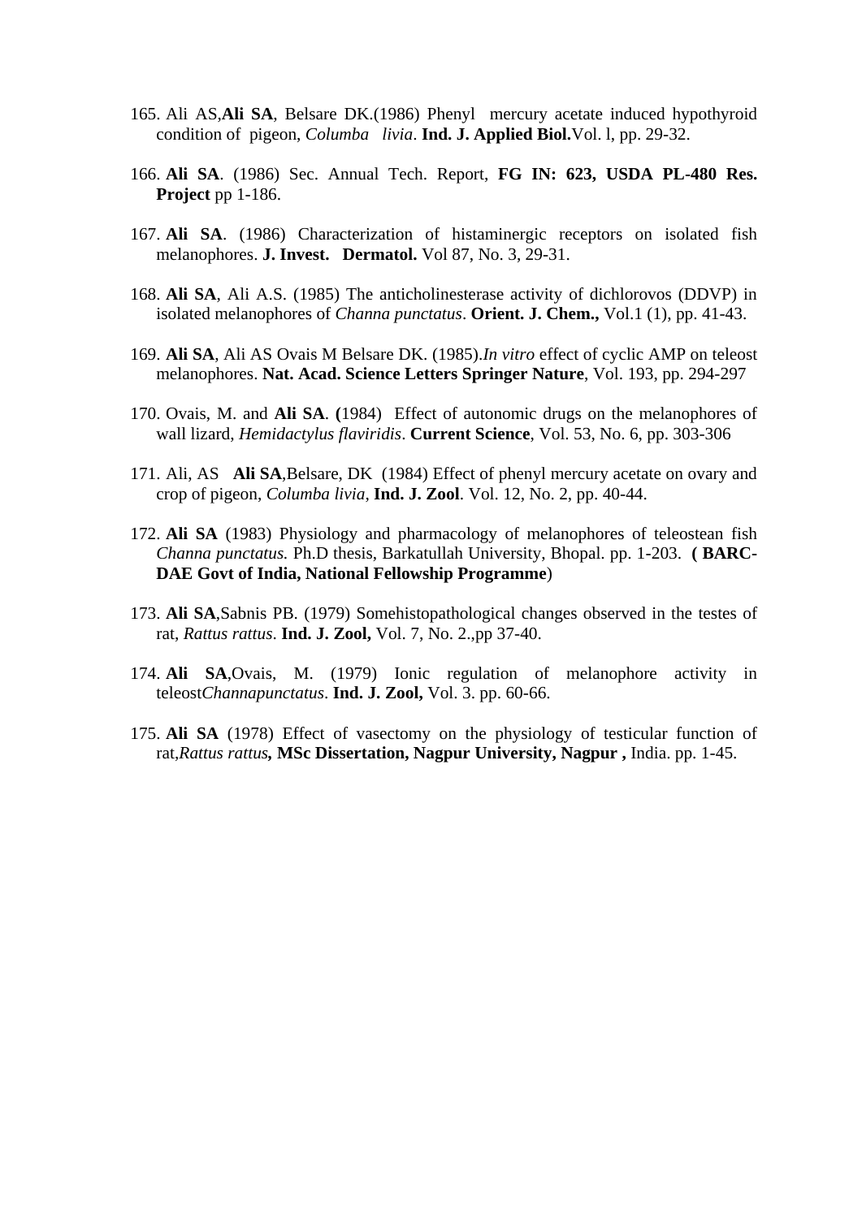165. Ali AS,**Ali SA**, Belsare DK.(1986) Phenyl mercury acetate induced hypothyroid condition of pigeon, *Columba livia*. **Ind. J. Applied Biol.**Vol. l, pp. 29-32.

166. **Ali SA**. (1986) Sec. Annual Tech. Report, **FG IN: 623, USDA PL-480 Res. Project** pp 1-186.

167. **Ali SA**. (1986) Characterization of histaminergic receptors on isolated fish melanophores. **J. Invest. Dermatol.** Vol 87, No. 3, 29-31.

168. **Ali SA**, Ali A.S. (1985) The anticholinesterase activity of dichlorovos (DDVP) in isolated melanophores of *Channa punctatus*. **Orient. J. Chem.,** Vol.1 (1), pp. 41-43.

169. **Ali SA**, Ali AS Ovais M Belsare DK. (1985).*In vitro* effect of cyclic AMP on teleost melanophores. **Nat. Acad. Science Letters Springer Nature**, Vol. 193, pp. 294-297

170. Ovais, M. and **Ali SA**. **(**1984) Effect of autonomic drugs on the melanophores of wall lizard, *Hemidactylus flaviridis*. **Current Science**, Vol. 53, No. 6, pp. 303-306

171. Ali, AS **Ali SA**,Belsare, DK (1984) Effect of phenyl mercury acetate on ovary and crop of pigeon, *Columba livia*, **Ind. J. Zool**. Vol. 12, No. 2, pp. 40-44.

172. **Ali SA** (1983) Physiology and pharmacology of melanophores of teleostean fish *Channa punctatus.* Ph.D thesis, Barkatullah University, Bhopal. pp. 1-203. **( BARC-DAE Govt of India, National Fellowship Programme**)

173. **Ali SA**,Sabnis PB. (1979) Somehistopathological changes observed in the testes of rat, *Rattus rattus*. **Ind. J. Zool,** Vol. 7, No. 2.,pp 37-40.

174. **Ali SA**,Ovais, M. (1979) Ionic regulation of melanophore activity in teleost*Channapunctatus*. **Ind. J. Zool,** Vol. 3. pp. 60-66.

175. **Ali SA** (1978) Effect of vasectomy on the physiology of testicular function of rat,*Rattus rattus***, MSc Dissertation, Nagpur University, Nagpur ,** India. pp. 1-45.